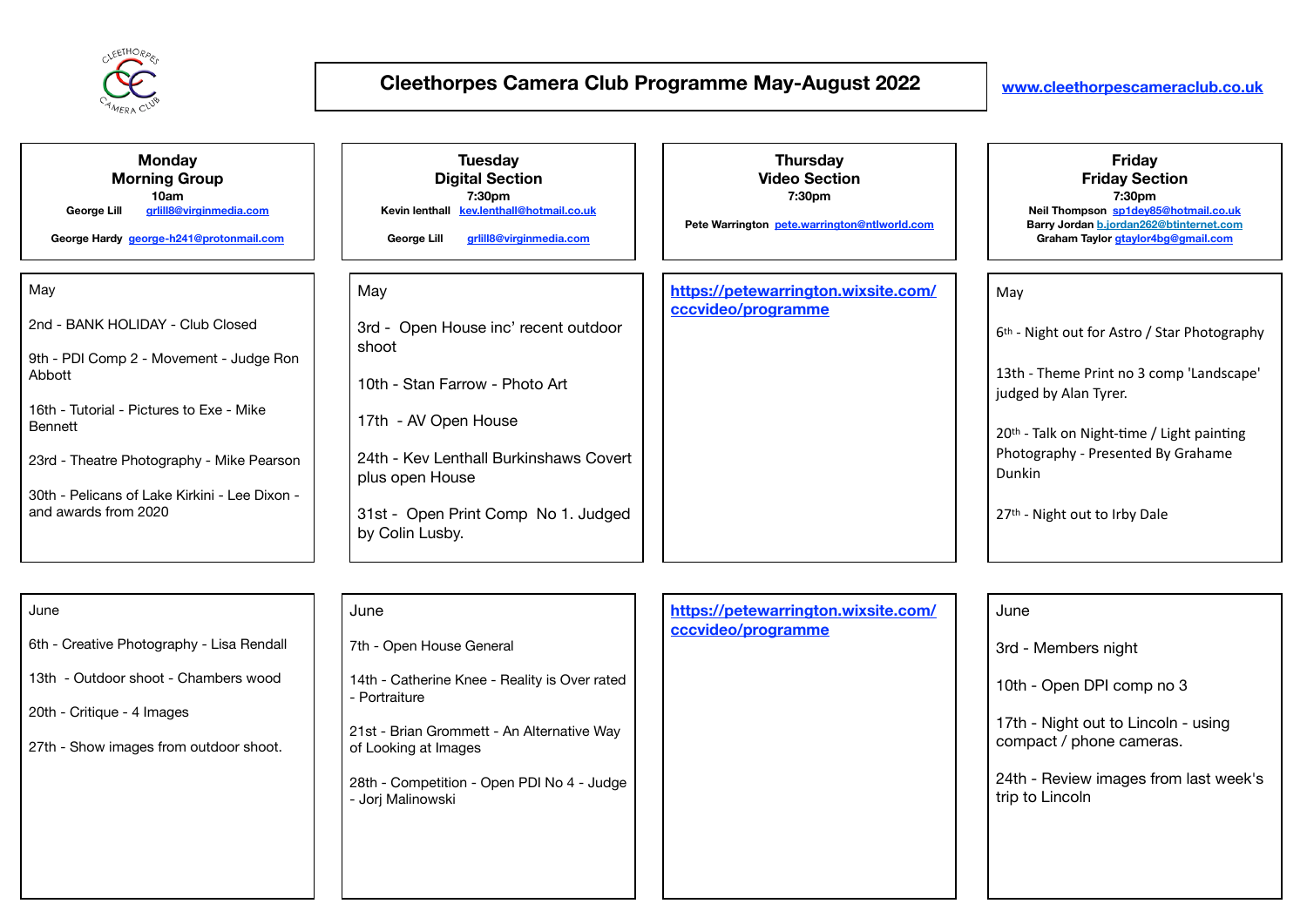# Cleethorpes Camera Club Programme May-August 2022

www.cleethorpescameraclub.co.uk

## Monday – Morning Group

**10am**

George Lill grlill8@virginmedia.com

George Hardy george-h241@protonmail.com

### May

2nd - BANK HOLIDAY - Club Closed

9th - PDI Comp 2 - Movement - Judge Ron Abbott

16th - Tutorial - Pictures to Exe - Mike Bennett

23rd - Theatre Photography - Mike Pearson

30th - Pelicans of Lake Kirkini - Lee Dixon - and awards from 2020

### June

6th - Creative Photography - Lisa Rendall

13th - Outdoor shoot - Chambers wood

20th - Critique - 4 Images

27th - Show images from outdoor shoot.

## Tuesday – Digital Section

**7:30pm**

Kevin lenthall kev.lenthall@hotmail.co.uk

George Lill grlill8@virginmedia.com

### May

3rd - Open House inc' recent outdoor shoot

10th - Stan Farrow - Photo Art

17th - AV Open House

24th - Kev Lenthall Burkinshaws Covert plus open House

31st - Open Print Comp No 1. Judged by Colin Lusby.

### June

7th - Open House General

14th - Catherine Knee - Reality is Over rated - Portraiture

21st - Brian Grommett - An Alternative Way of Looking at Images

28th - Competition - Open PDI No 4 - Judge - Jorj Malinowski

## Thursday – Video Section

**7:30pm**

Pete Warrington pete.warrington@ntlworld.com

### May

https://petewarrington.wixsite.com/cccvideo/programme

### June

https://petewarrington.wixsite.com/cccvideo/programme

## Friday – Friday Section

**7:30pm**

Neil Thompson sp1dey85@hotmail.co.uk

Barry Jordan b.jordan262@btinternet.com

Graham Taylor gtaylor4bg@gmail.com

### May

6th - Night out for Astro / Star Photography

13th - Theme Print no 3 comp 'Landscape' judged by Alan Tyrer.

20th - Talk on Night-time / Light painting Photography - Presented By Grahame Dunkin

27th - Night out to Irby Dale

### June

3rd - Members night

10th - Open DPI comp no 3

17th - Night out to Lincoln - using compact / phone cameras.

24th - Review images from last week's trip to Lincoln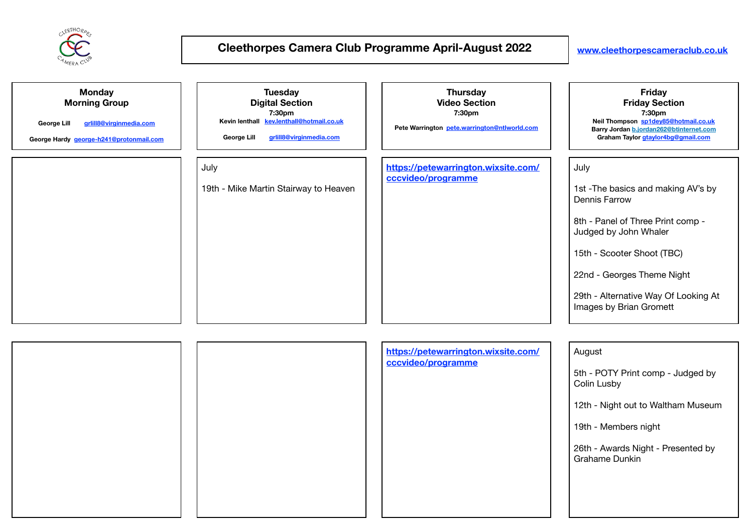# Cleethorpes Camera Club Programme April-August 2022

www.cleethorpescameraclub.co.uk

| Monday<br>Morning Group<br>George Lill grlill8@virginmedia.com<br>George Hardy george-h241@protonmail.com | Tuesday<br>Digital Section<br>7:30pm<br>Kevin lenthall kev.lenthall@hotmail.co.uk<br>George Lill grlill8@virginmedia.com | Thursday<br>Video Section<br>7:30pm<br>Pete Warrington pete.warrington@ntlworld.com | Friday<br>Friday Section<br>7:30pm<br>Neil Thompson sp1dey85@hotmail.co.uk<br>Barry Jordan b.jordan262@btinternet.com<br>Graham Taylor gtaylor4bg@gmail.com |
|---|---|---|---|
| | July<br><br>19th - Mike Martin Stairway to Heaven | https://petewarrington.wixsite.com/cccvideo/programme | July<br><br>1st -The basics and making AV's by Dennis Farrow<br><br>8th - Panel of Three Print comp - Judged by John Whaler<br><br>15th - Scooter Shoot (TBC)<br><br>22nd - Georges Theme Night<br><br>29th - Alternative Way Of Looking At Images by Brian Gromett |
| | | https://petewarrington.wixsite.com/cccvideo/programme | August<br><br>5th - POTY Print comp - Judged by Colin Lusby<br><br>12th - Night out to Waltham Museum<br><br>19th - Members night<br><br>26th - Awards Night - Presented by Grahame Dunkin |